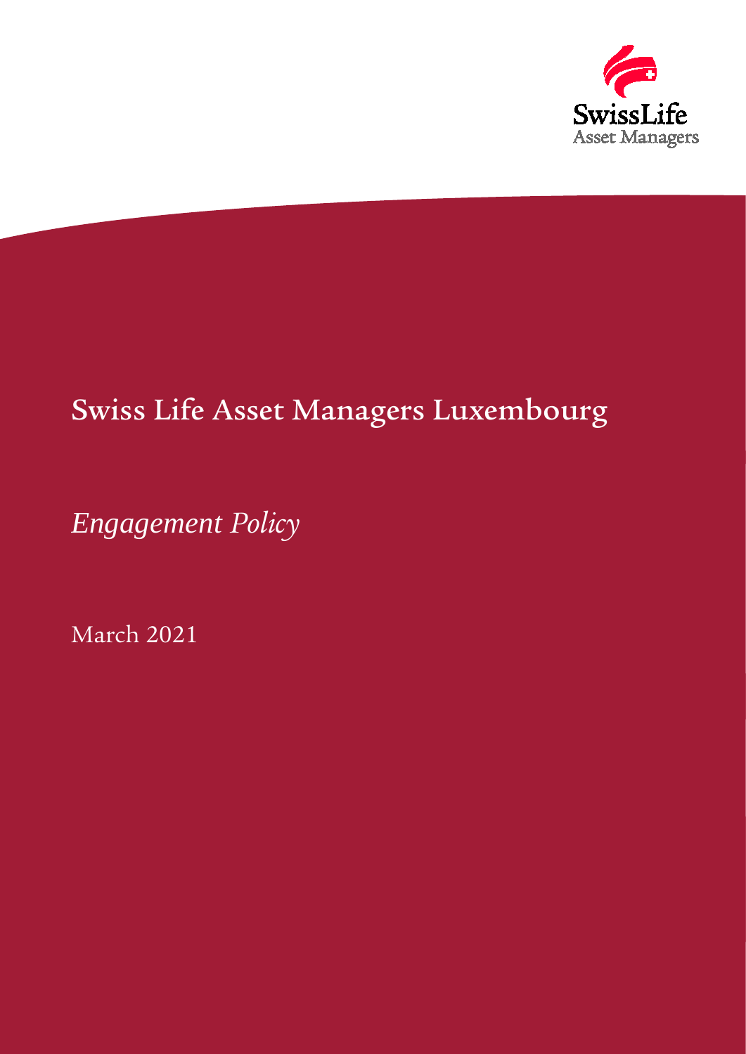SwissLife
Asset Managers

# Swiss Life Asset Managers Luxembourg

*Engagement Policy*

March 2021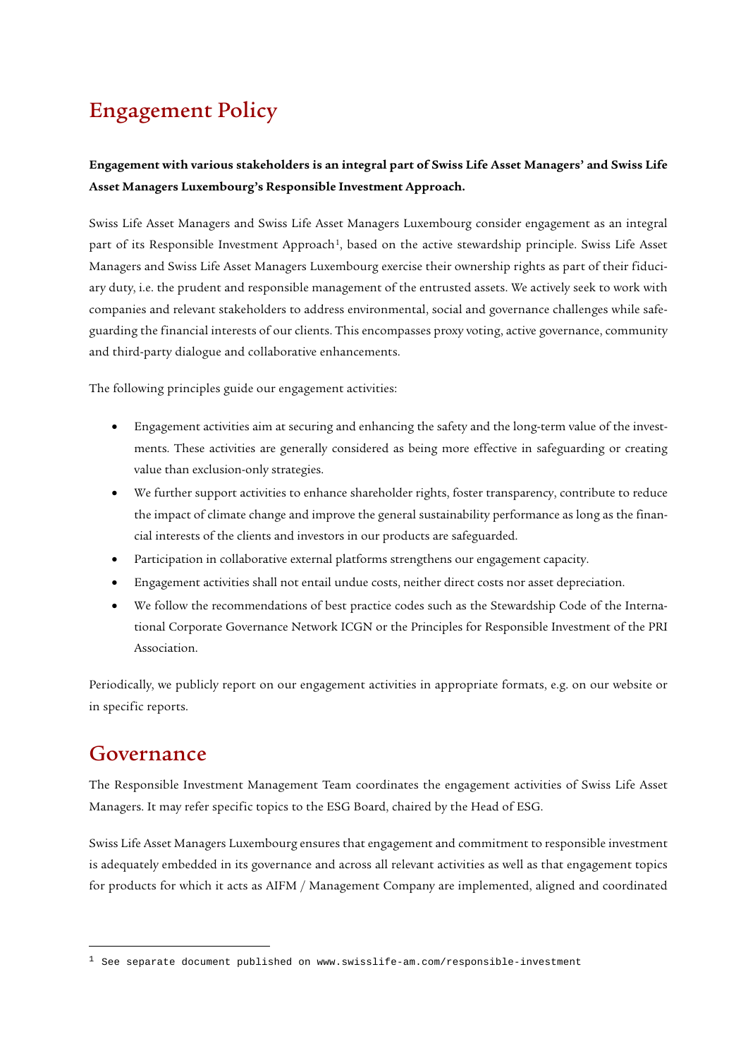# Engagement Policy

**Engagement with various stakeholders is an integral part of Swiss Life Asset Managers' and Swiss Life Asset Managers Luxembourg's Responsible Investment Approach.**

Swiss Life Asset Managers and Swiss Life Asset Managers Luxembourg consider engagement as an integral part of its Responsible Investment Approach[1], based on the active stewardship principle. Swiss Life Asset Managers and Swiss Life Asset Managers Luxembourg exercise their ownership rights as part of their fiduciary duty, i.e. the prudent and responsible management of the entrusted assets. We actively seek to work with companies and relevant stakeholders to address environmental, social and governance challenges while safeguarding the financial interests of our clients. This encompasses proxy voting, active governance, community and third-party dialogue and collaborative enhancements.

The following principles guide our engagement activities:

- Engagement activities aim at securing and enhancing the safety and the long-term value of the investments. These activities are generally considered as being more effective in safeguarding or creating value than exclusion-only strategies.
- We further support activities to enhance shareholder rights, foster transparency, contribute to reduce the impact of climate change and improve the general sustainability performance as long as the financial interests of the clients and investors in our products are safeguarded.
- Participation in collaborative external platforms strengthens our engagement capacity.
- Engagement activities shall not entail undue costs, neither direct costs nor asset depreciation.
- We follow the recommendations of best practice codes such as the Stewardship Code of the International Corporate Governance Network ICGN or the Principles for Responsible Investment of the PRI Association.

Periodically, we publicly report on our engagement activities in appropriate formats, e.g. on our website or in specific reports.

# Governance

The Responsible Investment Management Team coordinates the engagement activities of Swiss Life Asset Managers. It may refer specific topics to the ESG Board, chaired by the Head of ESG.

Swiss Life Asset Managers Luxembourg ensures that engagement and commitment to responsible investment is adequately embedded in its governance and across all relevant activities as well as that engagement topics for products for which it acts as AIFM / Management Company are implemented, aligned and coordinated

[1] See separate document published on www.swisslife-am.com/responsible-investment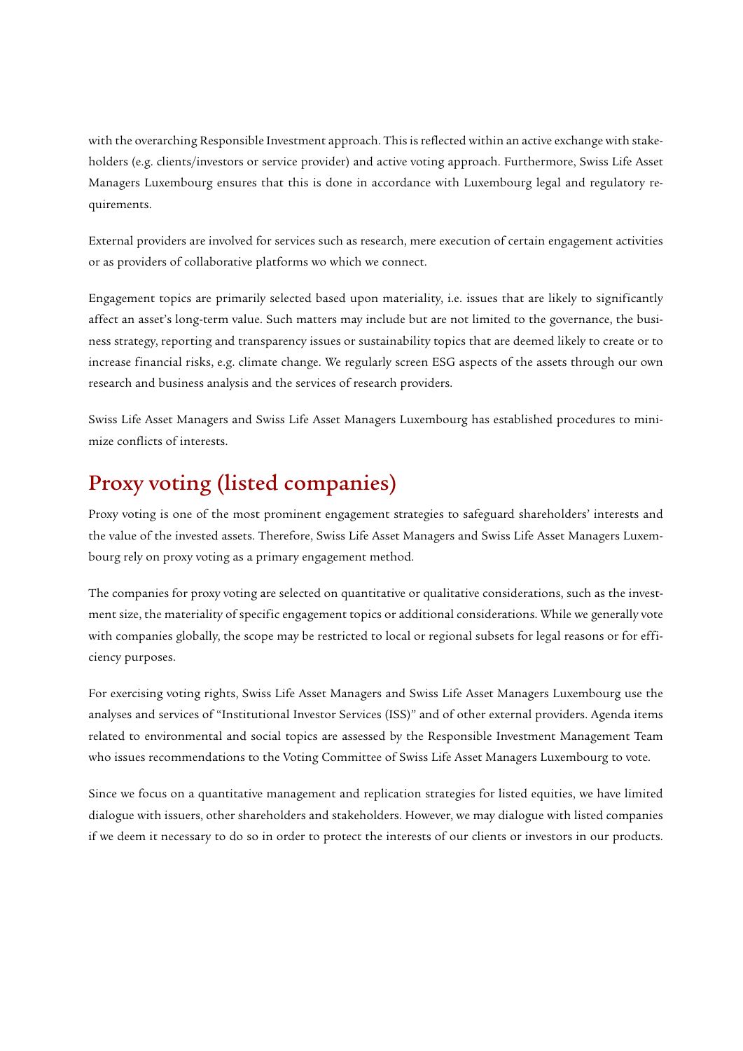with the overarching Responsible Investment approach. This is reflected within an active exchange with stakeholders (e.g. clients/investors or service provider) and active voting approach. Furthermore, Swiss Life Asset Managers Luxembourg ensures that this is done in accordance with Luxembourg legal and regulatory requirements.

External providers are involved for services such as research, mere execution of certain engagement activities or as providers of collaborative platforms wo which we connect.

Engagement topics are primarily selected based upon materiality, i.e. issues that are likely to significantly affect an asset's long-term value. Such matters may include but are not limited to the governance, the business strategy, reporting and transparency issues or sustainability topics that are deemed likely to create or to increase financial risks, e.g. climate change. We regularly screen ESG aspects of the assets through our own research and business analysis and the services of research providers.

Swiss Life Asset Managers and Swiss Life Asset Managers Luxembourg has established procedures to minimize conflicts of interests.

## Proxy voting (listed companies)

Proxy voting is one of the most prominent engagement strategies to safeguard shareholders' interests and the value of the invested assets. Therefore, Swiss Life Asset Managers and Swiss Life Asset Managers Luxembourg rely on proxy voting as a primary engagement method.

The companies for proxy voting are selected on quantitative or qualitative considerations, such as the investment size, the materiality of specific engagement topics or additional considerations. While we generally vote with companies globally, the scope may be restricted to local or regional subsets for legal reasons or for efficiency purposes.

For exercising voting rights, Swiss Life Asset Managers and Swiss Life Asset Managers Luxembourg use the analyses and services of "Institutional Investor Services (ISS)" and of other external providers. Agenda items related to environmental and social topics are assessed by the Responsible Investment Management Team who issues recommendations to the Voting Committee of Swiss Life Asset Managers Luxembourg to vote.

Since we focus on a quantitative management and replication strategies for listed equities, we have limited dialogue with issuers, other shareholders and stakeholders. However, we may dialogue with listed companies if we deem it necessary to do so in order to protect the interests of our clients or investors in our products.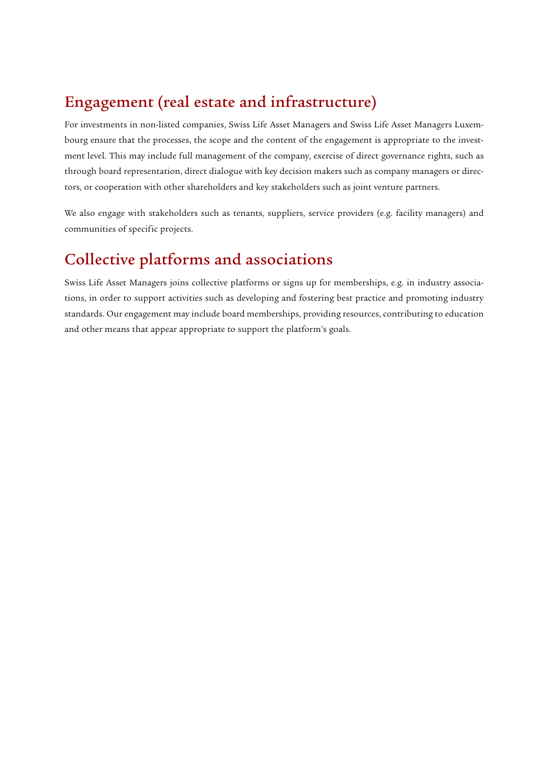## Engagement (real estate and infrastructure)

For investments in non-listed companies, Swiss Life Asset Managers and Swiss Life Asset Managers Luxembourg ensure that the processes, the scope and the content of the engagement is appropriate to the investment level. This may include full management of the company, exercise of direct governance rights, such as through board representation, direct dialogue with key decision makers such as company managers or directors, or cooperation with other shareholders and key stakeholders such as joint venture partners.

We also engage with stakeholders such as tenants, suppliers, service providers (e.g. facility managers) and communities of specific projects.

## Collective platforms and associations

Swiss Life Asset Managers joins collective platforms or signs up for memberships, e.g. in industry associations, in order to support activities such as developing and fostering best practice and promoting industry standards. Our engagement may include board memberships, providing resources, contributing to education and other means that appear appropriate to support the platform's goals.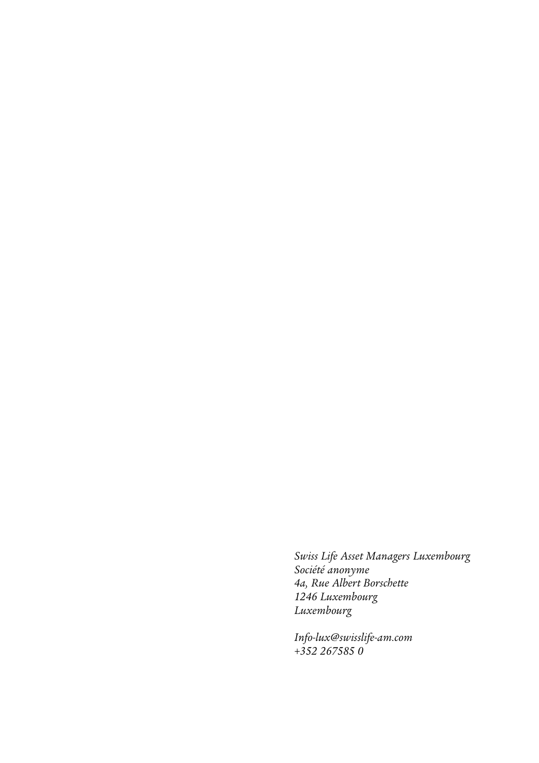*Swiss Life Asset Managers Luxembourg*
*Société anonyme*
*4a, Rue Albert Borschette*
*1246 Luxembourg*
*Luxembourg*

*Info-lux@swisslife-am.com*
*+352 267585 0*